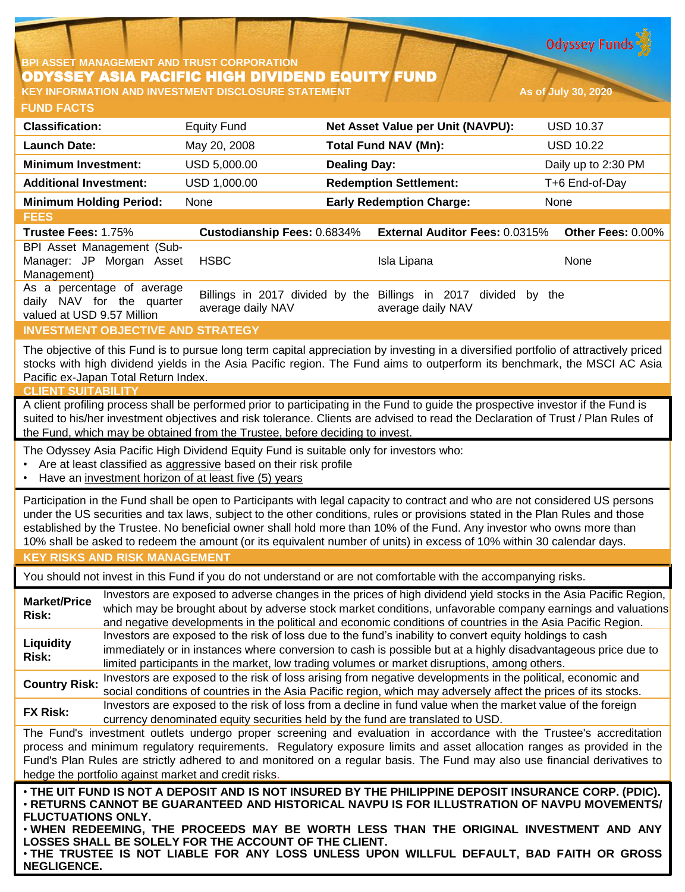Odyssey Funds

BPI ASSET MANAGEMENT AND TRUST CORPORATION

# ODYSSEY ASIA PACIFIC HIGH DIVIDEND EQUITY FUND

KEY INFORMATION AND INVESTMENT DISCLOSURE STATEMENT

As of July 30, 2020

## FUND FACTS

| | | | |
|---|---|---|---|
| **Classification:** | Equity Fund | **Net Asset Value per Unit (NAVPU):** | USD 10.37 |
| **Launch Date:** | May 20, 2008 | **Total Fund NAV (Mn):** | USD 10.22 |
| **Minimum Investment:** | USD 5,000.00 | **Dealing Day:** | Daily up to 2:30 PM |
| **Additional Investment:** | USD 1,000.00 | **Redemption Settlement:** | T+6 End-of-Day |
| **Minimum Holding Period:** | None | **Early Redemption Charge:** | None |

## FEES

| | | | |
|---|---|---|---|
| **Trustee Fees:** 1.75% | **Custodianship Fees:** 0.6834% | **External Auditor Fees:** 0.0315% | **Other Fees:** 0.00% |
| BPI Asset Management (Sub-Manager: JP Morgan Asset Management) | HSBC | Isla Lipana | None |
| As a percentage of average daily NAV for the quarter valued at USD 9.57 Million | Billings in 2017 divided by the average daily NAV | Billings in 2017 divided by the average daily NAV | |

## INVESTMENT OBJECTIVE AND STRATEGY

The objective of this Fund is to pursue long term capital appreciation by investing in a diversified portfolio of attractively priced stocks with high dividend yields in the Asia Pacific region. The Fund aims to outperform its benchmark, the MSCI AC Asia Pacific ex-Japan Total Return Index.

## CLIENT SUITABILITY

A client profiling process shall be performed prior to participating in the Fund to guide the prospective investor if the Fund is suited to his/her investment objectives and risk tolerance. Clients are advised to read the Declaration of Trust / Plan Rules of the Fund, which may be obtained from the Trustee, before deciding to invest.

The Odyssey Asia Pacific High Dividend Equity Fund is suitable only for investors who:

- Are at least classified as aggressive based on their risk profile
- Have an investment horizon of at least five (5) years

Participation in the Fund shall be open to Participants with legal capacity to contract and who are not considered US persons under the US securities and tax laws, subject to the other conditions, rules or provisions stated in the Plan Rules and those established by the Trustee. No beneficial owner shall hold more than 10% of the Fund. Any investor who owns more than 10% shall be asked to redeem the amount (or its equivalent number of units) in excess of 10% within 30 calendar days.

## KEY RISKS AND RISK MANAGEMENT

You should not invest in this Fund if you do not understand or are not comfortable with the accompanying risks.

| | |
|---|---|
| **Market/Price Risk:** | Investors are exposed to adverse changes in the prices of high dividend yield stocks in the Asia Pacific Region, which may be brought about by adverse stock market conditions, unfavorable company earnings and valuations and negative developments in the political and economic conditions of countries in the Asia Pacific Region. |
| **Liquidity Risk:** | Investors are exposed to the risk of loss due to the fund's inability to convert equity holdings to cash immediately or in instances where conversion to cash is possible but at a highly disadvantageous price due to limited participants in the market, low trading volumes or market disruptions, among others. |
| **Country Risk:** | Investors are exposed to the risk of loss arising from negative developments in the political, economic and social conditions of countries in the Asia Pacific region, which may adversely affect the prices of its stocks. |
| **FX Risk:** | Investors are exposed to the risk of loss from a decline in fund value when the market value of the foreign currency denominated equity securities held by the fund are translated to USD. |

The Fund's investment outlets undergo proper screening and evaluation in accordance with the Trustee's accreditation process and minimum regulatory requirements. Regulatory exposure limits and asset allocation ranges as provided in the Fund's Plan Rules are strictly adhered to and monitored on a regular basis. The Fund may also use financial derivatives to hedge the portfolio against market and credit risks.

- **THE UIT FUND IS NOT A DEPOSIT AND IS NOT INSURED BY THE PHILIPPINE DEPOSIT INSURANCE CORP. (PDIC).**
- **RETURNS CANNOT BE GUARANTEED AND HISTORICAL NAVPU IS FOR ILLUSTRATION OF NAVPU MOVEMENTS/ FLUCTUATIONS ONLY.**
- **WHEN REDEEMING, THE PROCEEDS MAY BE WORTH LESS THAN THE ORIGINAL INVESTMENT AND ANY LOSSES SHALL BE SOLELY FOR THE ACCOUNT OF THE CLIENT.**
- **THE TRUSTEE IS NOT LIABLE FOR ANY LOSS UNLESS UPON WILLFUL DEFAULT, BAD FAITH OR GROSS NEGLIGENCE.**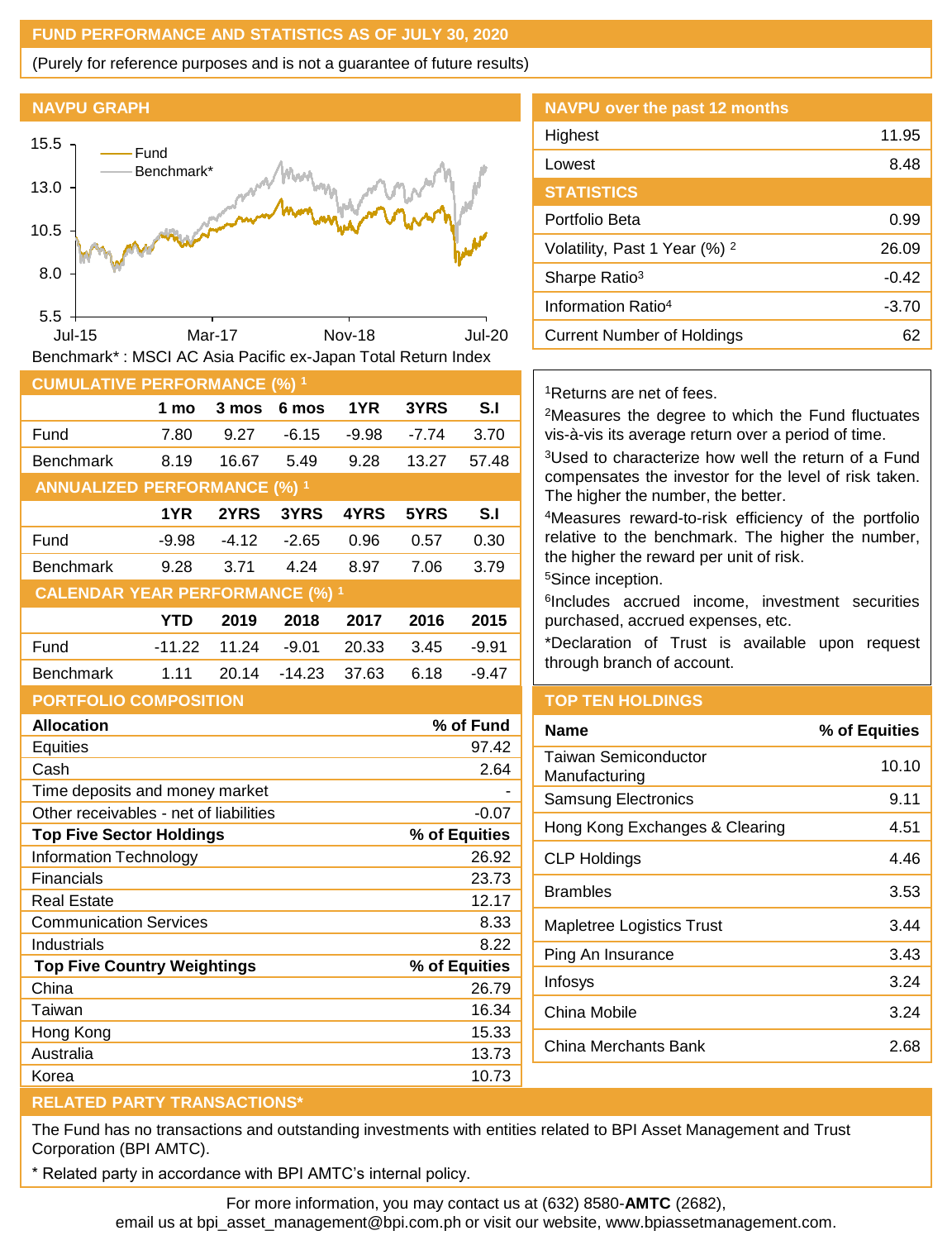## FUND PERFORMANCE AND STATISTICS AS OF JULY 30, 2020

(Purely for reference purposes and is not a guarantee of future results)

### NAVPU GRAPH

15.5
13.0
10.5
8.0
5.5

Fund
Benchmark*

Jul-15 Mar-17 Nov-18 Jul-20

Benchmark* : MSCI AC Asia Pacific ex-Japan Total Return Index

### NAVPU over the past 12 months

| | |
|---|---|
| Highest | 11.95 |
| Lowest | 8.48 |

### STATISTICS

| | |
|---|---|
| Portfolio Beta | 0.99 |
| Volatility, Past 1 Year (%) [2] | 26.09 |
| Sharpe Ratio[3] | -0.42 |
| Information Ratio[4] | -3.70 |
| Current Number of Holdings | 62 |

### CUMULATIVE PERFORMANCE (%) [1]

| | 1 mo | 3 mos | 6 mos | 1YR | 3YRS | S.I |
|---|---|---|---|---|---|---|
| Fund | 7.80 | 9.27 | -6.15 | -9.98 | -7.74 | 3.70 |
| Benchmark | 8.19 | 16.67 | 5.49 | 9.28 | 13.27 | 57.48 |

### ANNUALIZED PERFORMANCE (%) [1]

| | 1YR | 2YRS | 3YRS | 4YRS | 5YRS | S.I |
|---|---|---|---|---|---|---|
| Fund | -9.98 | -4.12 | -2.65 | 0.96 | 0.57 | 0.30 |
| Benchmark | 9.28 | 3.71 | 4.24 | 8.97 | 7.06 | 3.79 |

### CALENDAR YEAR PERFORMANCE (%) [1]

| | YTD | 2019 | 2018 | 2017 | 2016 | 2015 |
|---|---|---|---|---|---|---|
| Fund | -11.22 | 11.24 | -9.01 | 20.33 | 3.45 | -9.91 |
| Benchmark | 1.11 | 20.14 | -14.23 | 37.63 | 6.18 | -9.47 |

[1]Returns are net of fees.

[2]Measures the degree to which the Fund fluctuates vis-à-vis its average return over a period of time.

[3]Used to characterize how well the return of a Fund compensates the investor for the level of risk taken. The higher the number, the better.

[4]Measures reward-to-risk efficiency of the portfolio relative to the benchmark. The higher the number, the higher the reward per unit of risk.

[5]Since inception.

[6]Includes accrued income, investment securities purchased, accrued expenses, etc.

*Declaration of Trust is available upon request through branch of account.

### PORTFOLIO COMPOSITION

| Allocation | % of Fund |
|---|---|
| Equities | 97.42 |
| Cash | 2.64 |
| Time deposits and money market | - |
| Other receivables - net of liabilities | -0.07 |
| **Top Five Sector Holdings** | **% of Equities** |
| Information Technology | 26.92 |
| Financials | 23.73 |
| Real Estate | 12.17 |
| Communication Services | 8.33 |
| Industrials | 8.22 |
| **Top Five Country Weightings** | **% of Equities** |
| China | 26.79 |
| Taiwan | 16.34 |
| Hong Kong | 15.33 |
| Australia | 13.73 |
| Korea | 10.73 |

### TOP TEN HOLDINGS

| Name | % of Equities |
|---|---|
| Taiwan Semiconductor Manufacturing | 10.10 |
| Samsung Electronics | 9.11 |
| Hong Kong Exchanges & Clearing | 4.51 |
| CLP Holdings | 4.46 |
| Brambles | 3.53 |
| Mapletree Logistics Trust | 3.44 |
| Ping An Insurance | 3.43 |
| Infosys | 3.24 |
| China Mobile | 3.24 |
| China Merchants Bank | 2.68 |

### RELATED PARTY TRANSACTIONS*

The Fund has no transactions and outstanding investments with entities related to BPI Asset Management and Trust Corporation (BPI AMTC).

* Related party in accordance with BPI AMTC's internal policy.

For more information, you may contact us at (632) 8580-**AMTC** (2682), email us at bpi_asset_management@bpi.com.ph or visit our website, www.bpiassetmanagement.com.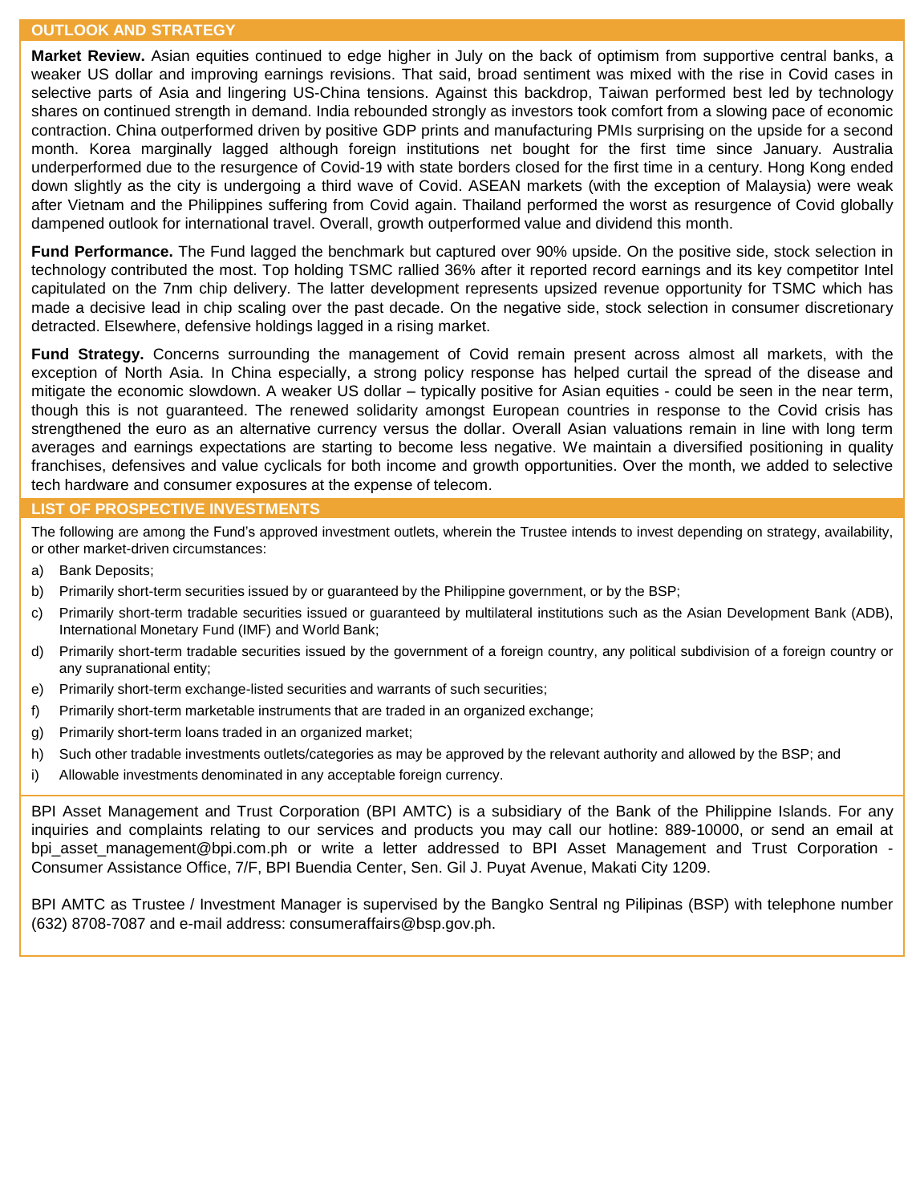## OUTLOOK AND STRATEGY

**Market Review.** Asian equities continued to edge higher in July on the back of optimism from supportive central banks, a weaker US dollar and improving earnings revisions. That said, broad sentiment was mixed with the rise in Covid cases in selective parts of Asia and lingering US-China tensions. Against this backdrop, Taiwan performed best led by technology shares on continued strength in demand. India rebounded strongly as investors took comfort from a slowing pace of economic contraction. China outperformed driven by positive GDP prints and manufacturing PMIs surprising on the upside for a second month. Korea marginally lagged although foreign institutions net bought for the first time since January. Australia underperformed due to the resurgence of Covid-19 with state borders closed for the first time in a century. Hong Kong ended down slightly as the city is undergoing a third wave of Covid. ASEAN markets (with the exception of Malaysia) were weak after Vietnam and the Philippines suffering from Covid again. Thailand performed the worst as resurgence of Covid globally dampened outlook for international travel. Overall, growth outperformed value and dividend this month.

**Fund Performance.** The Fund lagged the benchmark but captured over 90% upside. On the positive side, stock selection in technology contributed the most. Top holding TSMC rallied 36% after it reported record earnings and its key competitor Intel capitulated on the 7nm chip delivery. The latter development represents upsized revenue opportunity for TSMC which has made a decisive lead in chip scaling over the past decade. On the negative side, stock selection in consumer discretionary detracted. Elsewhere, defensive holdings lagged in a rising market.

**Fund Strategy.** Concerns surrounding the management of Covid remain present across almost all markets, with the exception of North Asia. In China especially, a strong policy response has helped curtail the spread of the disease and mitigate the economic slowdown. A weaker US dollar – typically positive for Asian equities - could be seen in the near term, though this is not guaranteed. The renewed solidarity amongst European countries in response to the Covid crisis has strengthened the euro as an alternative currency versus the dollar. Overall Asian valuations remain in line with long term averages and earnings expectations are starting to become less negative. We maintain a diversified positioning in quality franchises, defensives and value cyclicals for both income and growth opportunities. Over the month, we added to selective tech hardware and consumer exposures at the expense of telecom.

## LIST OF PROSPECTIVE INVESTMENTS

The following are among the Fund's approved investment outlets, wherein the Trustee intends to invest depending on strategy, availability, or other market-driven circumstances:

a) Bank Deposits;
b) Primarily short-term securities issued by or guaranteed by the Philippine government, or by the BSP;
c) Primarily short-term tradable securities issued or guaranteed by multilateral institutions such as the Asian Development Bank (ADB), International Monetary Fund (IMF) and World Bank;
d) Primarily short-term tradable securities issued by the government of a foreign country, any political subdivision of a foreign country or any supranational entity;
e) Primarily short-term exchange-listed securities and warrants of such securities;
f) Primarily short-term marketable instruments that are traded in an organized exchange;
g) Primarily short-term loans traded in an organized market;
h) Such other tradable investments outlets/categories as may be approved by the relevant authority and allowed by the BSP; and
i) Allowable investments denominated in any acceptable foreign currency.

BPI Asset Management and Trust Corporation (BPI AMTC) is a subsidiary of the Bank of the Philippine Islands. For any inquiries and complaints relating to our services and products you may call our hotline: 889-10000, or send an email at bpi_asset_management@bpi.com.ph or write a letter addressed to BPI Asset Management and Trust Corporation - Consumer Assistance Office, 7/F, BPI Buendia Center, Sen. Gil J. Puyat Avenue, Makati City 1209.

BPI AMTC as Trustee / Investment Manager is supervised by the Bangko Sentral ng Pilipinas (BSP) with telephone number (632) 8708-7087 and e-mail address: consumeraffairs@bsp.gov.ph.